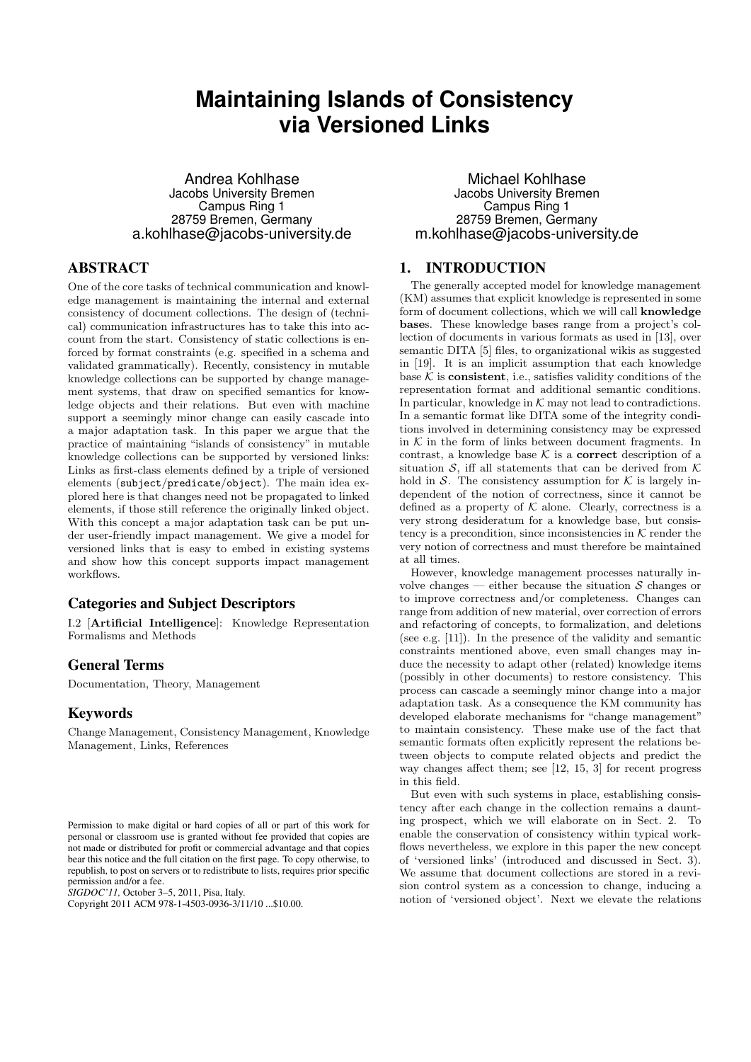# Maintaining Islands of Consistency via Versioned Links

Andrea Kohlhase
Jacobs University Bremen
Campus Ring 1
28759 Bremen, Germany
a.kohlhase@jacobs-university.de

Michael Kohlhase
Jacobs University Bremen
Campus Ring 1
28759 Bremen, Germany
m.kohlhase@jacobs-university.de

## ABSTRACT

One of the core tasks of technical communication and knowledge management is maintaining the internal and external consistency of document collections. The design of (technical) communication infrastructures has to take this into account from the start. Consistency of static collections is enforced by format constraints (e.g. specified in a schema and validated grammatically). Recently, consistency in mutable knowledge collections can be supported by change management systems, that draw on specified semantics for knowledge objects and their relations. But even with machine support a seemingly minor change can easily cascade into a major adaptation task. In this paper we argue that the practice of maintaining "islands of consistency" in mutable knowledge collections can be supported by versioned links: Links as first-class elements defined by a triple of versioned elements (`subject`/`predicate`/`object`). The main idea explored here is that changes need not be propagated to linked elements, if those still reference the originally linked object. With this concept a major adaptation task can be put under user-friendly impact management. We give a model for versioned links that is easy to embed in existing systems and show how this concept supports impact management workflows.

### Categories and Subject Descriptors

I.2 [**Artificial Intelligence**]: Knowledge Representation Formalisms and Methods

### General Terms

Documentation, Theory, Management

### Keywords

Change Management, Consistency Management, Knowledge Management, Links, References

Permission to make digital or hard copies of all or part of this work for personal or classroom use is granted without fee provided that copies are not made or distributed for profit or commercial advantage and that copies bear this notice and the full citation on the first page. To copy otherwise, to republish, to post on servers or to redistribute to lists, requires prior specific permission and/or a fee.
*SIGDOC'11*, October 3–5, 2011, Pisa, Italy.
Copyright 2011 ACM 978-1-4503-0936-3/11/10 ...$10.00.

## 1. INTRODUCTION

The generally accepted model for knowledge management (KM) assumes that explicit knowledge is represented in some form of document collections, which we will call **knowledge bases**. These knowledge bases range from a project's collection of documents in various formats as used in [13], over semantic DITA [5] files, to organizational wikis as suggested in [19]. It is an implicit assumption that each knowledge base $\mathcal{K}$ is **consistent**, i.e., satisfies validity conditions of the representation format and additional semantic conditions. In particular, knowledge in $\mathcal{K}$ may not lead to contradictions. In a semantic format like DITA some of the integrity conditions involved in determining consistency may be expressed in $\mathcal{K}$ in the form of links between document fragments. In contrast, a knowledge base $\mathcal{K}$ is a **correct** description of a situation $\mathcal{S}$, iff all statements that can be derived from $\mathcal{K}$ hold in $\mathcal{S}$. The consistency assumption for $\mathcal{K}$ is largely independent of the notion of correctness, since it cannot be defined as a property of $\mathcal{K}$ alone. Clearly, correctness is a very strong desideratum for a knowledge base, but consistency is a precondition, since inconsistencies in $\mathcal{K}$ render the very notion of correctness and must therefore be maintained at all times.

However, knowledge management processes naturally involve changes — either because the situation $\mathcal{S}$ changes or to improve correctness and/or completeness. Changes can range from addition of new material, over correction of errors and refactoring of concepts, to formalization, and deletions (see e.g. [11]). In the presence of the validity and semantic constraints mentioned above, even small changes may induce the necessity to adapt other (related) knowledge items (possibly in other documents) to restore consistency. This process can cascade a seemingly minor change into a major adaptation task. As a consequence the KM community has developed elaborate mechanisms for "change management" to maintain consistency. These make use of the fact that semantic formats often explicitly represent the relations between objects to compute related objects and predict the way changes affect them; see [12, 15, 3] for recent progress in this field.

But even with such systems in place, establishing consistency after each change in the collection remains a daunting prospect, which we will elaborate on in Sect. 2. To enable the conservation of consistency within typical workflows nevertheless, we explore in this paper the new concept of 'versioned links' (introduced and discussed in Sect. 3). We assume that document collections are stored in a revision control system as a concession to change, inducing a notion of 'versioned object'. Next we elevate the relations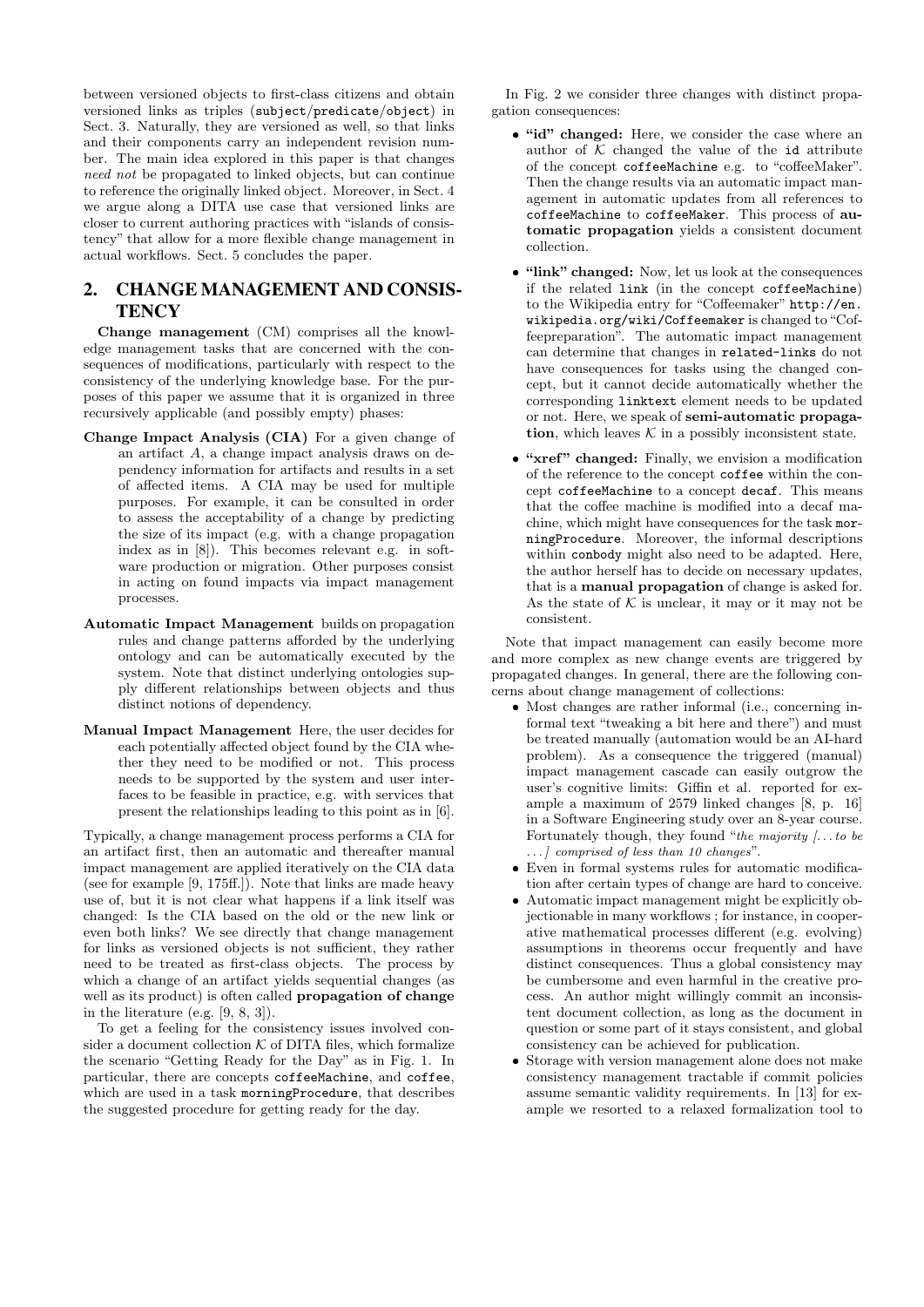between versioned objects to first-class citizens and obtain versioned links as triples (subject/predicate/object) in Sect. 3. Naturally, they are versioned as well, so that links and their components carry an independent revision number. The main idea explored in this paper is that changes *need not* be propagated to linked objects, but can continue to reference the originally linked object. Moreover, in Sect. 4 we argue along a DITA use case that versioned links are closer to current authoring practices with "islands of consistency" that allow for a more flexible change management in actual workflows. Sect. 5 concludes the paper.

## 2. CHANGE MANAGEMENT AND CONSISTENCY

**Change management** (CM) comprises all the knowledge management tasks that are concerned with the consequences of modifications, particularly with respect to the consistency of the underlying knowledge base. For the purposes of this paper we assume that it is organized in three recursively applicable (and possibly empty) phases:

**Change Impact Analysis (CIA)** For a given change of an artifact $A$, a change impact analysis draws on dependency information for artifacts and results in a set of affected items. A CIA may be used for multiple purposes. For example, it can be consulted in order to assess the acceptability of a change by predicting the size of its impact (e.g. with a change propagation index as in [8]). This becomes relevant e.g. in software production or migration. Other purposes consist in acting on found impacts via impact management processes.

**Automatic Impact Management** builds on propagation rules and change patterns afforded by the underlying ontology and can be automatically executed by the system. Note that distinct underlying ontologies supply different relationships between objects and thus distinct notions of dependency.

**Manual Impact Management** Here, the user decides for each potentially affected object found by the CIA whether they need to be modified or not. This process needs to be supported by the system and user interfaces to be feasible in practice, e.g. with services that present the relationships leading to this point as in [6].

Typically, a change management process performs a CIA for an artifact first, then an automatic and thereafter manual impact management are applied iteratively on the CIA data (see for example [9, 175ff.]). Note that links are made heavy use of, but it is not clear what happens if a link itself was changed: Is the CIA based on the old or the new link or even both links? We see directly that change management for links as versioned objects is not sufficient, they rather need to be treated as first-class objects. The process by which a change of an artifact yields sequential changes (as well as its product) is often called **propagation of change** in the literature (e.g. [9, 8, 3]).

To get a feeling for the consistency issues involved consider a document collection $\mathcal{K}$ of DITA files, which formalize the scenario "Getting Ready for the Day" as in Fig. 1. In particular, there are concepts coffeeMachine, and coffee, which are used in a task morningProcedure, that describes the suggested procedure for getting ready for the day.

In Fig. 2 we consider three changes with distinct propagation consequences:

- **"id" changed:** Here, we consider the case where an author of $\mathcal{K}$ changed the value of the id attribute of the concept coffeeMachine e.g. to "coffeeMaker". Then the change results via an automatic impact management in automatic updates from all references to coffeeMachine to coffeeMaker. This process of **automatic propagation** yields a consistent document collection.
- **"link" changed:** Now, let us look at the consequences if the related link (in the concept coffeeMachine) to the Wikipedia entry for "Coffeemaker" http://en.wikipedia.org/wiki/Coffeemaker is changed to "Coffeepreparation". The automatic impact management can determine that changes in related-links do not have consequences for tasks using the changed concept, but it cannot decide automatically whether the corresponding linktext element needs to be updated or not. Here, we speak of **semi-automatic propagation**, which leaves $\mathcal{K}$ in a possibly inconsistent state.
- **"xref" changed:** Finally, we envision a modification of the reference to the concept coffee within the concept coffeeMachine to a concept decaf. This means that the coffee machine is modified into a decaf machine, which might have consequences for the task morningProcedure. Moreover, the informal descriptions within conbody might also need to be adapted. Here, the author herself has to decide on necessary updates, that is a **manual propagation** of change is asked for. As the state of $\mathcal{K}$ is unclear, it may or it may not be consistent.

Note that impact management can easily become more and more complex as new change events are triggered by propagated changes. In general, there are the following concerns about change management of collections:

- Most changes are rather informal (i.e., concerning informal text "tweaking a bit here and there") and must be treated manually (automation would be an AI-hard problem). As a consequence the triggered (manual) impact management cascade can easily outgrow the user's cognitive limits: Giffin et al. reported for example a maximum of 2579 linked changes [8, p. 16] in a Software Engineering study over an 8-year course. Fortunately though, they found "*the majority [...to be ...] comprised of less than 10 changes*".
- Even in formal systems rules for automatic modification after certain types of change are hard to conceive.
- Automatic impact management might be explicitly objectionable in many workflows ; for instance, in cooperative mathematical processes different (e.g. evolving) assumptions in theorems occur frequently and have distinct consequences. Thus a global consistency may be cumbersome and even harmful in the creative process. An author might willingly commit an inconsistent document collection, as long as the document in question or some part of it stays consistent, and global consistency can be achieved for publication.
- Storage with version management alone does not make consistency management tractable if commit policies assume semantic validity requirements. In [13] for example we resorted to a relaxed formalization tool to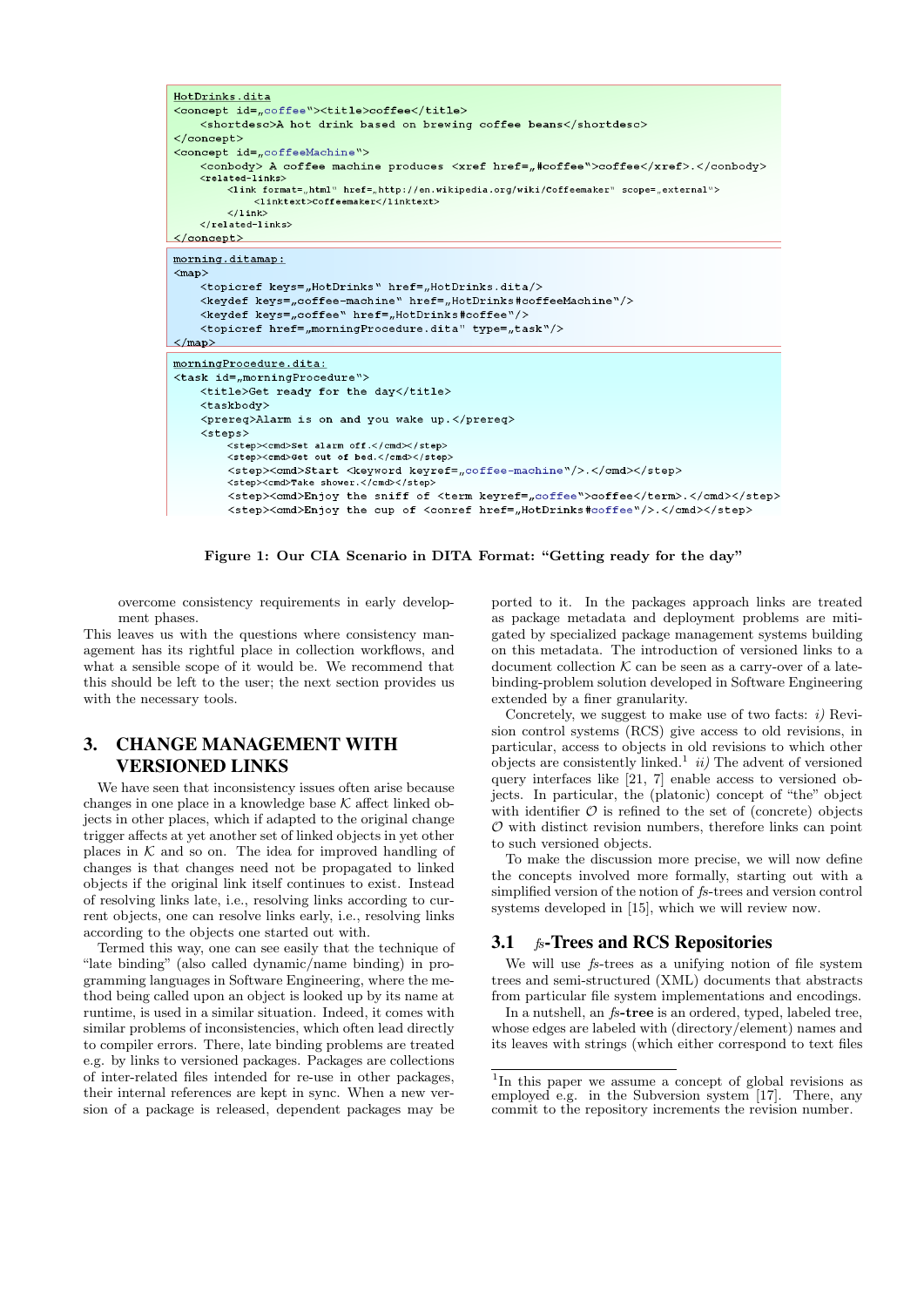```
HotDrinks.dita
<concept id=„coffee"><title>coffee</title>
    <shortdesc>A hot drink based on brewing coffee beans</shortdesc>
</concept>
<concept id=„coffeeMachine">
    <conbody> A coffee machine produces <xref href=„#coffee">coffee</xref>.</conbody>
    <related-links>
        <link format=„html" href=„http://en.wikipedia.org/wiki/Coffeemaker" scope=„external">
            <linktext>Coffeemaker</linktext>
        </link>
    </related-links>
</concept>
```

```
morning.ditamap:
<map>
    <topicref keys=„HotDrinks" href=„HotDrinks.dita/>
    <keydef keys=„coffee-machine" href=„HotDrinks#coffeeMachine"/>
    <keydef keys=„coffee" href=„HotDrinks#coffee"/>
    <topicref href=„morningProcedure.dita" type=„task"/>
</map>
```

```
morningProcedure.dita:
<task id=„morningProcedure">
    <title>Get ready for the day</title>
    <taskbody>
    <prereq>Alarm is on and you wake up.</prereq>
    <steps>
        <step><cmd>Set alarm off.</cmd></step>
        <step><cmd>Get out of bed.</cmd></step>
        <step><cmd>Start <keyword keyref=„coffee-machine"/>.</cmd></step>
        <step><cmd>Take shower.</cmd></step>
        <step><cmd>Enjoy the sniff of <term keyref=„coffee">coffee</term>.</cmd></step>
        <step><cmd>Enjoy the cup of <conref href=„HotDrinks#coffee"/>.</cmd></step>
```

**Figure 1: Our CIA Scenario in DITA Format: "Getting ready for the day"**

overcome consistency requirements in early development phases.

This leaves us with the questions where consistency management has its rightful place in collection workflows, and what a sensible scope of it would be. We recommend that this should be left to the user; the next section provides us with the necessary tools.

## 3. CHANGE MANAGEMENT WITH VERSIONED LINKS

We have seen that inconsistency issues often arise because changes in one place in a knowledge base $\mathcal{K}$ affect linked objects in other places, which if adapted to the original change trigger affects at yet another set of linked objects in yet other places in $\mathcal{K}$ and so on. The idea for improved handling of changes is that changes need not be propagated to linked objects if the original link itself continues to exist. Instead of resolving links late, i.e., resolving links according to current objects, one can resolve links early, i.e., resolving links according to the objects one started out with.

Termed this way, one can see easily that the technique of "late binding" (also called dynamic/name binding) in programming languages in Software Engineering, where the method being called upon an object is looked up by its name at runtime, is used in a similar situation. Indeed, it comes with similar problems of inconsistencies, which often lead directly to compiler errors. There, late binding problems are treated e.g. by links to versioned packages. Packages are collections of inter-related files intended for re-use in other packages, their internal references are kept in sync. When a new version of a package is released, dependent packages may be ported to it. In the packages approach links are treated as package metadata and deployment problems are mitigated by specialized package management systems building on this metadata. The introduction of versioned links to a document collection $\mathcal{K}$ can be seen as a carry-over of a late-binding-problem solution developed in Software Engineering extended by a finer granularity.

Concretely, we suggest to make use of two facts: *i)* Revision control systems (RCS) give access to old revisions, in particular, access to objects in old revisions to which other objects are consistently linked.[1] *ii)* The advent of versioned query interfaces like [21, 7] enable access to versioned objects. In particular, the (platonic) concept of "the" object with identifier $\mathcal{O}$ is refined to the set of (concrete) objects $\mathcal{O}$ with distinct revision numbers, therefore links can point to such versioned objects.

To make the discussion more precise, we will now define the concepts involved more formally, starting out with a simplified version of the notion of *fs*-trees and version control systems developed in [15], which we will review now.

### 3.1 *fs*-Trees and RCS Repositories

We will use *fs*-trees as a unifying notion of file system trees and semi-structured (XML) documents that abstracts from particular file system implementations and encodings.

In a nutshell, an ***fs*-tree** is an ordered, typed, labeled tree, whose edges are labeled with (directory/element) names and its leaves with strings (which either correspond to text files

[1] In this paper we assume a concept of global revisions as employed e.g. in the Subversion system [17]. There, any commit to the repository increments the revision number.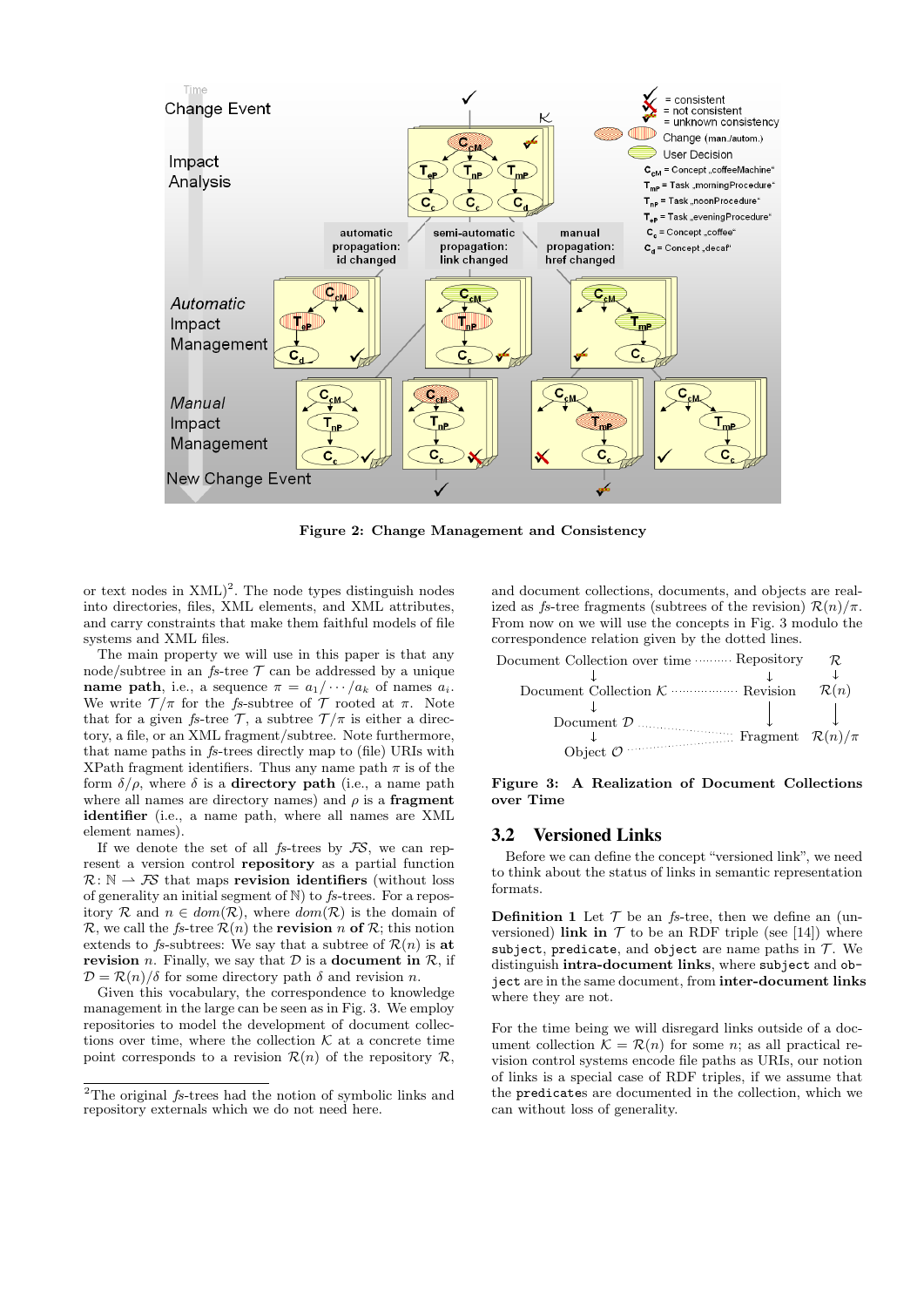Figure 2: Change Management and Consistency

or text nodes in XML)[2]. The node types distinguish nodes into directories, files, XML elements, and XML attributes, and carry constraints that make them faithful models of file systems and XML files.

The main property we will use in this paper is that any node/subtree in an *fs*-tree $\mathcal{T}$ can be addressed by a unique **name path**, i.e., a sequence $\pi = a_1/\cdots/a_k$ of names $a_i$. We write $\mathcal{T}/\pi$ for the *fs*-subtree of $\mathcal{T}$ rooted at $\pi$. Note that for a given *fs*-tree $\mathcal{T}$, a subtree $\mathcal{T}/\pi$ is either a directory, a file, or an XML fragment/subtree. Note furthermore, that name paths in *fs*-trees directly map to (file) URIs with XPath fragment identifiers. Thus any name path $\pi$ is of the form $\delta/\rho$, where $\delta$ is a **directory path** (i.e., a name path where all names are directory names) and $\rho$ is a **fragment identifier** (i.e., a name path, where all names are XML element names).

If we denote the set of all *fs*-trees by $\mathcal{FS}$, we can represent a version control **repository** as a partial function $\mathcal{R}\colon \mathbb{N} \rightharpoonup \mathcal{FS}$ that maps **revision identifiers** (without loss of generality an initial segment of $\mathbb{N}$) to *fs*-trees. For a repository $\mathcal{R}$ and $n \in dom(\mathcal{R})$, where $dom(\mathcal{R})$ is the domain of $\mathcal{R}$, we call the *fs*-tree $\mathcal{R}(n)$ the **revision** $n$ **of** $\mathcal{R}$; this notion extends to *fs*-subtrees: We say that a subtree of $\mathcal{R}(n)$ is **at revision** $n$. Finally, we say that $\mathcal{D}$ is a **document in** $\mathcal{R}$, if $\mathcal{D} = \mathcal{R}(n)/\delta$ for some directory path $\delta$ and revision $n$.

Given this vocabulary, the correspondence to knowledge management in the large can be seen as in Fig. 3. We employ repositories to model the development of document collections over time, where the collection $\mathcal{K}$ at a concrete time point corresponds to a revision $\mathcal{R}(n)$ of the repository $\mathcal{R}$, and document collections, documents, and objects are realized as *fs*-tree fragments (subtrees of the revision) $\mathcal{R}(n)/\pi$. From now on we will use the concepts in Fig. 3 modulo the correspondence relation given by the dotted lines.

| | | | |
|---|---|---|---|
| Document Collection over time | ········· | Repository | $\mathcal{R}$ |
| ↓ | | ↓ | ↓ |
| Document Collection $\mathcal{K}$ | ················ | Revision | $\mathcal{R}(n)$ |
| ↓ | | | |
| Document $\mathcal{D}$ | ········· | Fragment | $\mathcal{R}(n)/\pi$ |
| ↓ | | | |
| Object $\mathcal{O}$ | ········· | | |

**Figure 3: A Realization of Document Collections over Time**

## 3.2 Versioned Links

Before we can define the concept "versioned link", we need to think about the status of links in semantic representation formats.

**Definition 1** Let $\mathcal{T}$ be an *fs*-tree, then we define an (unversioned) **link in** $\mathcal{T}$ to be an RDF triple (see [14]) where `subject`, `predicate`, and `object` are name paths in $\mathcal{T}$. We distinguish **intra-document links**, where `subject` and `object` are in the same document, from **inter-document links** where they are not.

For the time being we will disregard links outside of a document collection $\mathcal{K} = \mathcal{R}(n)$ for some $n$; as all practical revision control systems encode file paths as URIs, our notion of links is a special case of RDF triples, if we assume that the `predicate`s are documented in the collection, which we can without loss of generality.

[2]The original *fs*-trees had the notion of symbolic links and repository externals which we do not need here.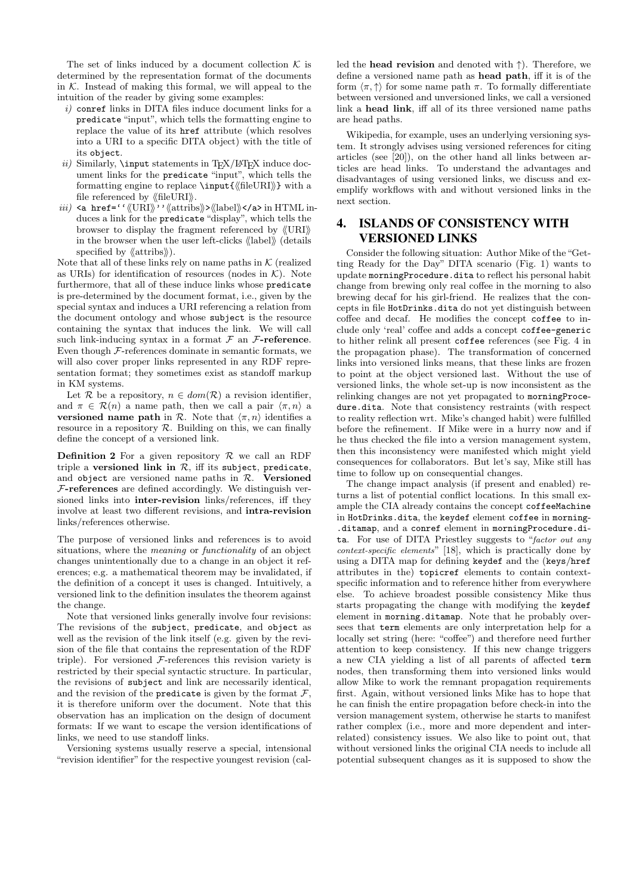The set of links induced by a document collection $\mathcal{K}$ is determined by the representation format of the documents in $\mathcal{K}$. Instead of making this formal, we will appeal to the intuition of the reader by giving some examples:

*i)* `conref` links in DITA files induce document links for a `predicate` "input", which tells the formatting engine to replace the value of its `href` attribute (which resolves into a URI to a specific DITA object) with the title of its `object`.

*ii)* Similarly, `\input` statements in TEX/LATEX induce document links for the `predicate` "input", which tells the formatting engine to replace `\input{`⟪fileURI⟫`}` with a file referenced by ⟪fileURI⟫.

*iii)* `<a href=''`⟪URI⟫`''`⟪attribs⟫`>`⟪label⟫`</a>` in HTML induces a link for the `predicate` "display", which tells the browser to display the fragment referenced by ⟪URI⟫ in the browser when the user left-clicks ⟪label⟫ (details specified by ⟪attribs⟫).

Note that all of these links rely on name paths in $\mathcal{K}$ (realized as URIs) for identification of resources (nodes in $\mathcal{K}$). Note furthermore, that all of these induce links whose `predicate` is pre-determined by the document format, i.e., given by the special syntax and induces a URI referencing a relation from the document ontology and whose `subject` is the resource containing the syntax that induces the link. We will call such link-inducing syntax in a format $\mathcal{F}$ an **$\mathcal{F}$-reference**. Even though $\mathcal{F}$-references dominate in semantic formats, we will also cover proper links represented in any RDF representation format; they sometimes exist as standoff markup in KM systems.

Let $\mathcal{R}$ be a repository, $n \in dom(\mathcal{R})$ a revision identifier, and $\pi \in \mathcal{R}(n)$ a name path, then we call a pair $\langle \pi, n \rangle$ a **versioned name path** in $\mathcal{R}$. Note that $\langle \pi, n \rangle$ identifies a resource in a repository $\mathcal{R}$. Building on this, we can finally define the concept of a versioned link.

**Definition 2** For a given repository $\mathcal{R}$ we call an RDF triple a **versioned link in** $\mathcal{R}$, iff its `subject`, `predicate`, and `object` are versioned name paths in $\mathcal{R}$. **Versioned $\mathcal{F}$-references** are defined accordingly. We distinguish versioned links into **inter-revision** links/references, iff they involve at least two different revisions, and **intra-revision** links/references otherwise.

The purpose of versioned links and references is to avoid situations, where the *meaning* or *functionality* of an object changes unintentionally due to a change in an object it references; e.g. a mathematical theorem may be invalidated, if the definition of a concept it uses is changed. Intuitively, a versioned link to the definition insulates the theorem against the change.

Note that versioned links generally involve four revisions: The revisions of the `subject`, `predicate`, and `object` as well as the revision of the link itself (e.g. given by the revision of the file that contains the representation of the RDF triple). For versioned $\mathcal{F}$-references this revision variety is restricted by their special syntactic structure. In particular, the revisions of `subject` and link are necessarily identical, and the revision of the `predicate` is given by the format $\mathcal{F}$, it is therefore uniform over the document. Note that this observation has an implication on the design of document formats: If we want to escape the version identifications of links, we need to use standoff links.

Versioning systems usually reserve a special, intensional "revision identifier" for the respective youngest revision (called the **head revision** and denoted with $\uparrow$). Therefore, we define a versioned name path as **head path**, iff it is of the form $\langle \pi, \uparrow \rangle$ for some name path $\pi$. To formally differentiate between versioned and unversioned links, we call a versioned link a **head link**, iff all of its three versioned name paths are head paths.

Wikipedia, for example, uses an underlying versioning system. It strongly advises using versioned references for citing articles (see [20]), on the other hand all links between articles are head links. To understand the advantages and disadvantages of using versioned links, we discuss and exemplify workflows with and without versioned links in the next section.

## 4. ISLANDS OF CONSISTENCY WITH VERSIONED LINKS

Consider the following situation: Author Mike of the "Getting Ready for the Day" DITA scenario (Fig. 1) wants to update `morningProcedure.dita` to reflect his personal habit change from brewing only real coffee in the morning to also brewing decaf for his girl-friend. He realizes that the concepts in file `HotDrinks.dita` do not yet distinguish between coffee and decaf. He modifies the concept `coffee` to include only 'real' coffee and adds a concept `coffee-generic` to hither relink all present `coffee` references (see Fig. 4 in the propagation phase). The transformation of concerned links into versioned links means, that these links are frozen to point at the object versioned last. Without the use of versioned links, the whole set-up is now inconsistent as the relinking changes are not yet propagated to `morningProcedure.dita`. Note that consistency restraints (with respect to reality reflection wrt. Mike's changed habit) were fulfilled before the refinement. If Mike were in a hurry now and if he thus checked the file into a version management system, then this inconsistency were manifested which might yield consequences for collaborators. But let's say, Mike still has time to follow up on consequential changes.

The change impact analysis (if present and enabled) returns a list of potential conflict locations. In this small example the CIA already contains the concept `coffeeMachine` in `HotDrinks.dita`, the `keydef` element `coffee` in `morning.ditamap`, and a `conref` element in `morningProcedure.dita`. For use of DITA Priestley suggests to "*factor out any context-specific elements*" [18], which is practically done by using a DITA map for defining `keydef` and the (`keys`/`href` attributes in the) `topicref` elements to contain context-specific information and to reference hither from everywhere else. To achieve broadest possible consistency Mike thus starts propagating the change with modifying the `keydef` element in `morning.ditamap`. Note that he probably oversees that `term` elements are only interpretation help for a locally set string (here: "coffee") and therefore need further attention to keep consistency. If this new change triggers a new CIA yielding a list of all parents of affected `term` nodes, then transforming them into versioned links would allow Mike to work the remnant propagation requirements first. Again, without versioned links Mike has to hope that he can finish the entire propagation before check-in into the version management system, otherwise he starts to manifest rather complex (i.e., more and more dependent and interrelated) consistency issues. We also like to point out, that without versioned links the original CIA needs to include all potential subsequent changes as it is supposed to show the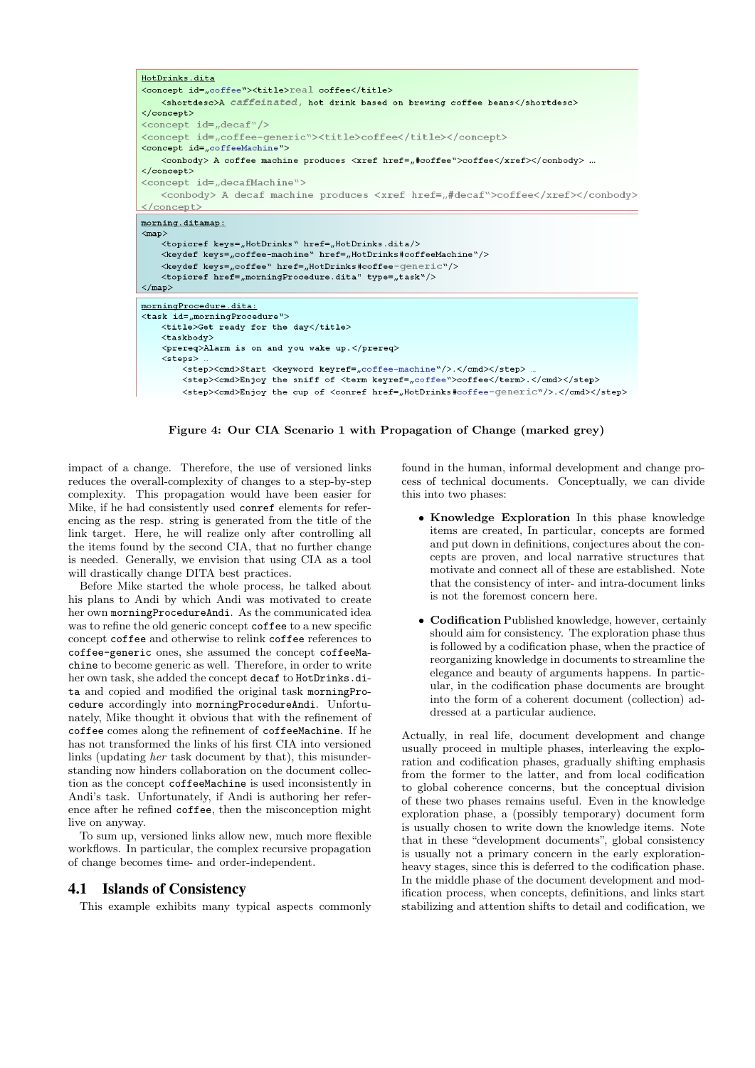```
HotDrinks.dita
<concept id=„coffee"><title>real coffee</title>
    <shortdesc>A caffeinated, hot drink based on brewing coffee beans</shortdesc>
</concept>
<concept id=„decaf"/>
<concept id=„coffee-generic"><title>coffee</title></concept>
<concept id=„coffeeMachine">
    <conbody> A coffee machine produces <xref href=„#coffee">coffee</xref></conbody> …
</concept>
<concept id=„decafMachine">
    <conbody> A decaf machine produces <xref href=„#decaf">coffee</xref></conbody>
</concept>
```

```
morning.ditamap:
<map>
    <topicref keys=„HotDrinks" href=„HotDrinks.dita/>
    <keydef keys=„coffee-machine" href=„HotDrinks#coffeeMachine"/>
    <keydef keys=„coffee" href=„HotDrinks#coffee-generic"/>
    <topicref href=„morningProcedure.dita" type=„task"/>
</map>
```

```
morningProcedure.dita:
<task id=„morningProcedure">
    <title>Get ready for the day</title>
    <taskbody>
    <prereq>Alarm is on and you wake up.</prereq>
    <steps> …
        <step><cmd>Start <keyword keyref=„coffee-machine"/>.</cmd></step> …
        <step><cmd>Enjoy the sniff of <term keyref=„coffee">coffee</term>.</cmd></step>
        <step><cmd>Enjoy the cup of <conref href=„HotDrinks#coffee-generic"/>.</cmd></step>
```

**Figure 4: Our CIA Scenario 1 with Propagation of Change (marked grey)**

impact of a change. Therefore, the use of versioned links reduces the overall-complexity of changes to a step-by-step complexity. This propagation would have been easier for Mike, if he had consistently used `conref` elements for referencing as the resp. string is generated from the title of the link target. Here, he will realize only after controlling all the items found by the second CIA, that no further change is needed. Generally, we envision that using CIA as a tool will drastically change DITA best practices.

Before Mike started the whole process, he talked about his plans to Andi by which Andi was motivated to create her own `morningProcedureAndi`. As the communicated idea was to refine the old generic concept `coffee` to a new specific concept `coffee` and otherwise to relink `coffee` references to `coffee-generic` ones, she assumed the concept `coffeeMachine` to become generic as well. Therefore, in order to write her own task, she added the concept `decaf` to `HotDrinks.dita` and copied and modified the original task `morningProcedure` accordingly into `morningProcedureAndi`. Unfortunately, Mike thought it obvious that with the refinement of `coffee` comes along the refinement of `coffeeMachine`. If he has not transformed the links of his first CIA into versioned links (updating *her* task document by that), this misunderstanding now hinders collaboration on the document collection as the concept `coffeeMachine` is used inconsistently in Andi's task. Unfortunately, if Andi is authoring her reference after he refined `coffee`, then the misconception might live on anyway.

To sum up, versioned links allow new, much more flexible workflows. In particular, the complex recursive propagation of change becomes time- and order-independent.

## 4.1 Islands of Consistency

This example exhibits many typical aspects commonly found in the human, informal development and change process of technical documents. Conceptually, we can divide this into two phases:

- **Knowledge Exploration** In this phase knowledge items are created, In particular, concepts are formed and put down in definitions, conjectures about the concepts are proven, and local narrative structures that motivate and connect all of these are established. Note that the consistency of inter- and intra-document links is not the foremost concern here.
- **Codification** Published knowledge, however, certainly should aim for consistency. The exploration phase thus is followed by a codification phase, when the practice of reorganizing knowledge in documents to streamline the elegance and beauty of arguments happens. In particular, in the codification phase documents are brought into the form of a coherent document (collection) addressed at a particular audience.

Actually, in real life, document development and change usually proceed in multiple phases, interleaving the exploration and codification phases, gradually shifting emphasis from the former to the latter, and from local codification to global coherence concerns, but the conceptual division of these two phases remains useful. Even in the knowledge exploration phase, a (possibly temporary) document form is usually chosen to write down the knowledge items. Note that in these "development documents", global consistency is usually not a primary concern in the early exploration-heavy stages, since this is deferred to the codification phase. In the middle phase of the document development and modification process, when concepts, definitions, and links start stabilizing and attention shifts to detail and codification, we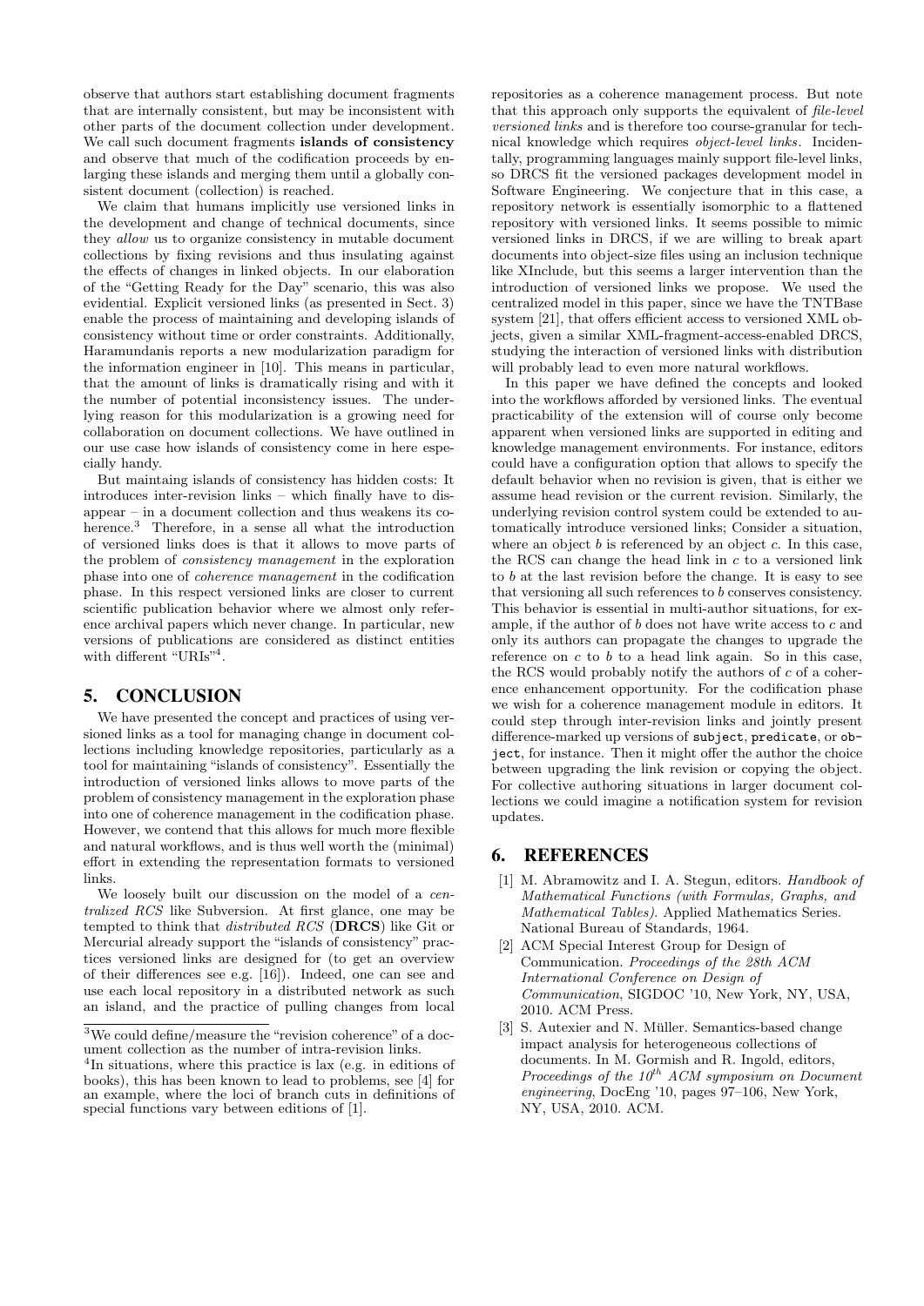observe that authors start establishing document fragments that are internally consistent, but may be inconsistent with other parts of the document collection under development. We call such document fragments **islands of consistency** and observe that much of the codification proceeds by enlarging these islands and merging them until a globally consistent document (collection) is reached.

We claim that humans implicitly use versioned links in the development and change of technical documents, since they *allow* us to organize consistency in mutable document collections by fixing revisions and thus insulating against the effects of changes in linked objects. In our elaboration of the "Getting Ready for the Day" scenario, this was also evidential. Explicit versioned links (as presented in Sect. 3) enable the process of maintaining and developing islands of consistency without time or order constraints. Additionally, Haramundanis reports a new modularization paradigm for the information engineer in [10]. This means in particular, that the amount of links is dramatically rising and with it the number of potential inconsistency issues. The underlying reason for this modularization is a growing need for collaboration on document collections. We have outlined in our use case how islands of consistency come in here especially handy.

But maintaing islands of consistency has hidden costs: It introduces inter-revision links – which finally have to disappear – in a document collection and thus weakens its coherence.[3] Therefore, in a sense all what the introduction of versioned links does is that it allows to move parts of the problem of *consistency management* in the exploration phase into one of *coherence management* in the codification phase. In this respect versioned links are closer to current scientific publication behavior where we almost only reference archival papers which never change. In particular, new versions of publications are considered as distinct entities with different "URIs"[4].

## 5. CONCLUSION

We have presented the concept and practices of using versioned links as a tool for managing change in document collections including knowledge repositories, particularly as a tool for maintaining "islands of consistency". Essentially the introduction of versioned links allows to move parts of the problem of consistency management in the exploration phase into one of coherence management in the codification phase. However, we contend that this allows for much more flexible and natural workflows, and is thus well worth the (minimal) effort in extending the representation formats to versioned links.

We loosely built our discussion on the model of a *centralized RCS* like Subversion. At first glance, one may be tempted to think that *distributed RCS* (**DRCS**) like Git or Mercurial already support the "islands of consistency" practices versioned links are designed for (to get an overview of their differences see e.g. [16]). Indeed, one can see and use each local repository in a distributed network as such an island, and the practice of pulling changes from local repositories as a coherence management process. But note that this approach only supports the equivalent of *file-level versioned links* and is therefore too course-granular for technical knowledge which requires *object-level links*. Incidentally, programming languages mainly support file-level links, so DRCS fit the versioned packages development model in Software Engineering. We conjecture that in this case, a repository network is essentially isomorphic to a flattened repository with versioned links. It seems possible to mimic versioned links in DRCS, if we are willing to break apart documents into object-size files using an inclusion technique like XInclude, but this seems a larger intervention than the introduction of versioned links we propose. We used the centralized model in this paper, since we have the TNTBase system [21], that offers efficient access to versioned XML objects, given a similar XML-fragment-access-enabled DRCS, studying the interaction of versioned links with distribution will probably lead to even more natural workflows.

In this paper we have defined the concepts and looked into the workflows afforded by versioned links. The eventual practicability of the extension will of course only become apparent when versioned links are supported in editing and knowledge management environments. For instance, editors could have a configuration option that allows to specify the default behavior when no revision is given, that is either we assume head revision or the current revision. Similarly, the underlying revision control system could be extended to automatically introduce versioned links; Consider a situation, where an object $b$ is referenced by an object $c$. In this case, the RCS can change the head link in $c$ to a versioned link to $b$ at the last revision before the change. It is easy to see that versioning all such references to $b$ conserves consistency. This behavior is essential in multi-author situations, for example, if the author of $b$ does not have write access to $c$ and only its authors can propagate the changes to upgrade the reference on $c$ to $b$ to a head link again. So in this case, the RCS would probably notify the authors of $c$ of a coherence enhancement opportunity. For the codification phase we wish for a coherence management module in editors. It could step through inter-revision links and jointly present difference-marked up versions of `subject`, `predicate`, or `object`, for instance. Then it might offer the author the choice between upgrading the link revision or copying the object. For collective authoring situations in larger document collections we could imagine a notification system for revision updates.

## 6. REFERENCES

[1] M. Abramowitz and I. A. Stegun, editors. *Handbook of Mathematical Functions (with Formulas, Graphs, and Mathematical Tables)*. Applied Mathematics Series. National Bureau of Standards, 1964.

[2] ACM Special Interest Group for Design of Communication. *Proceedings of the 28th ACM International Conference on Design of Communication*, SIGDOC '10, New York, NY, USA, 2010. ACM Press.

[3] S. Autexier and N. Müller. Semantics-based change impact analysis for heterogeneous collections of documents. In M. Gormish and R. Ingold, editors, *Proceedings of the 10th ACM symposium on Document engineering*, DocEng '10, pages 97–106, New York, NY, USA, 2010. ACM.

---

[3] We could define/measure the "revision coherence" of a document collection as the number of intra-revision links.

[4] In situations, where this practice is lax (e.g. in editions of books), this has been known to lead to problems, see [4] for an example, where the loci of branch cuts in definitions of special functions vary between editions of [1].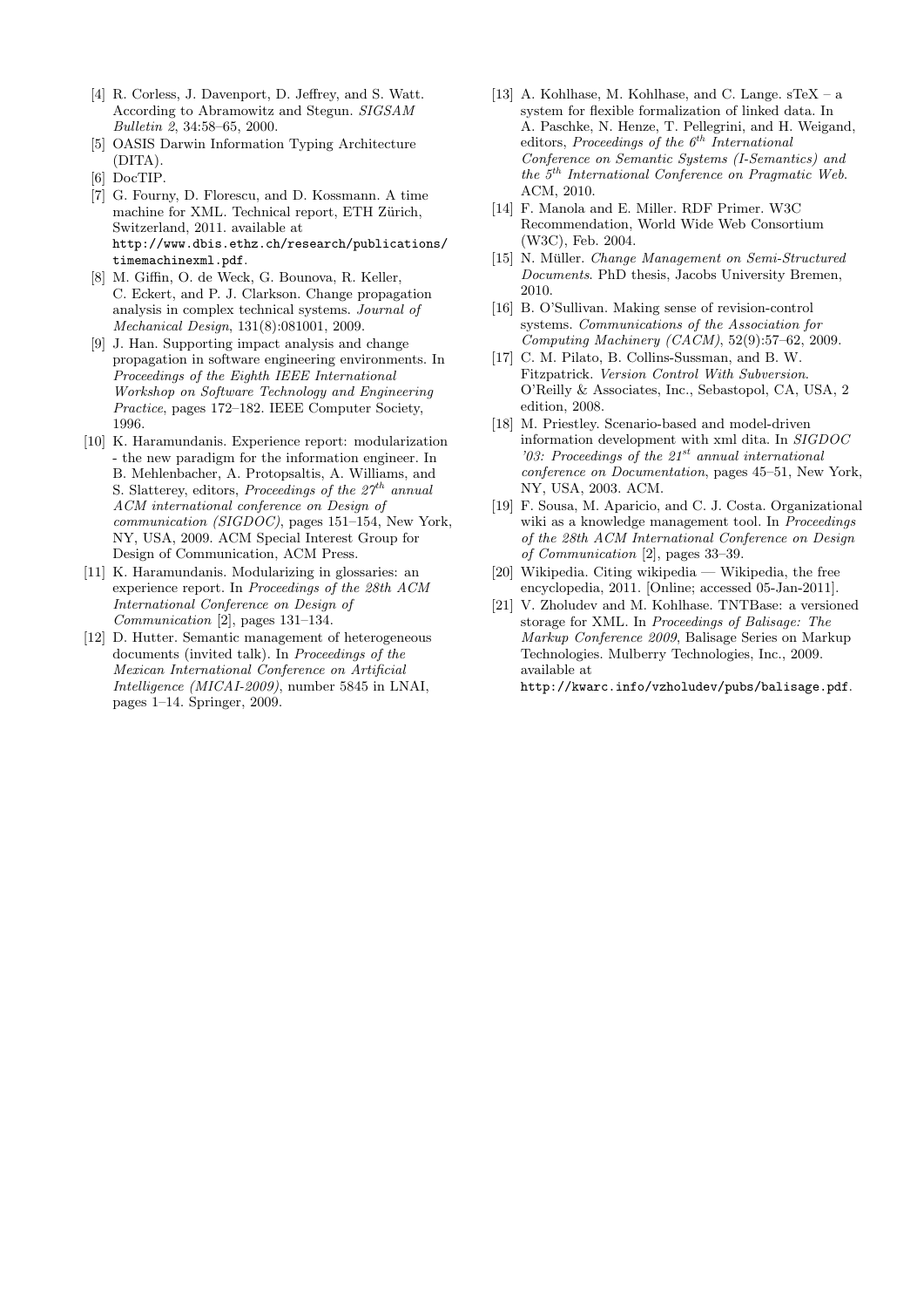[4] R. Corless, J. Davenport, D. Jeffrey, and S. Watt. According to Abramowitz and Stegun. *SIGSAM Bulletin 2*, 34:58–65, 2000.

[5] OASIS Darwin Information Typing Architecture (DITA).

[6] DocTIP.

[7] G. Fourny, D. Florescu, and D. Kossmann. A time machine for XML. Technical report, ETH Zürich, Switzerland, 2011. available at `http://www.dbis.ethz.ch/research/publications/timemachinexml.pdf`.

[8] M. Giffin, O. de Weck, G. Bounova, R. Keller, C. Eckert, and P. J. Clarkson. Change propagation analysis in complex technical systems. *Journal of Mechanical Design*, 131(8):081001, 2009.

[9] J. Han. Supporting impact analysis and change propagation in software engineering environments. In *Proceedings of the Eighth IEEE International Workshop on Software Technology and Engineering Practice*, pages 172–182. IEEE Computer Society, 1996.

[10] K. Haramundanis. Experience report: modularization - the new paradigm for the information engineer. In B. Mehlenbacher, A. Protopsaltis, A. Williams, and S. Slatterey, editors, *Proceedings of the 27th annual ACM international conference on Design of communication (SIGDOC)*, pages 151–154, New York, NY, USA, 2009. ACM Special Interest Group for Design of Communication, ACM Press.

[11] K. Haramundanis. Modularizing in glossaries: an experience report. In *Proceedings of the 28th ACM International Conference on Design of Communication* [2], pages 131–134.

[12] D. Hutter. Semantic management of heterogeneous documents (invited talk). In *Proceedings of the Mexican International Conference on Artificial Intelligence (MICAI-2009)*, number 5845 in LNAI, pages 1–14. Springer, 2009.

[13] A. Kohlhase, M. Kohlhase, and C. Lange. sTeX – a system for flexible formalization of linked data. In A. Paschke, N. Henze, T. Pellegrini, and H. Weigand, editors, *Proceedings of the 6th International Conference on Semantic Systems (I-Semantics) and the 5th International Conference on Pragmatic Web*. ACM, 2010.

[14] F. Manola and E. Miller. RDF Primer. W3C Recommendation, World Wide Web Consortium (W3C), Feb. 2004.

[15] N. Müller. *Change Management on Semi-Structured Documents*. PhD thesis, Jacobs University Bremen, 2010.

[16] B. O'Sullivan. Making sense of revision-control systems. *Communications of the Association for Computing Machinery (CACM)*, 52(9):57–62, 2009.

[17] C. M. Pilato, B. Collins-Sussman, and B. W. Fitzpatrick. *Version Control With Subversion*. O'Reilly & Associates, Inc., Sebastopol, CA, USA, 2 edition, 2008.

[18] M. Priestley. Scenario-based and model-driven information development with xml dita. In *SIGDOC '03: Proceedings of the 21st annual international conference on Documentation*, pages 45–51, New York, NY, USA, 2003. ACM.

[19] F. Sousa, M. Aparicio, and C. J. Costa. Organizational wiki as a knowledge management tool. In *Proceedings of the 28th ACM International Conference on Design of Communication* [2], pages 33–39.

[20] Wikipedia. Citing wikipedia — Wikipedia, the free encyclopedia, 2011. [Online; accessed 05-Jan-2011].

[21] V. Zholudev and M. Kohlhase. TNTBase: a versioned storage for XML. In *Proceedings of Balisage: The Markup Conference 2009*, Balisage Series on Markup Technologies. Mulberry Technologies, Inc., 2009. available at `http://kwarc.info/vzholudev/pubs/balisage.pdf`.